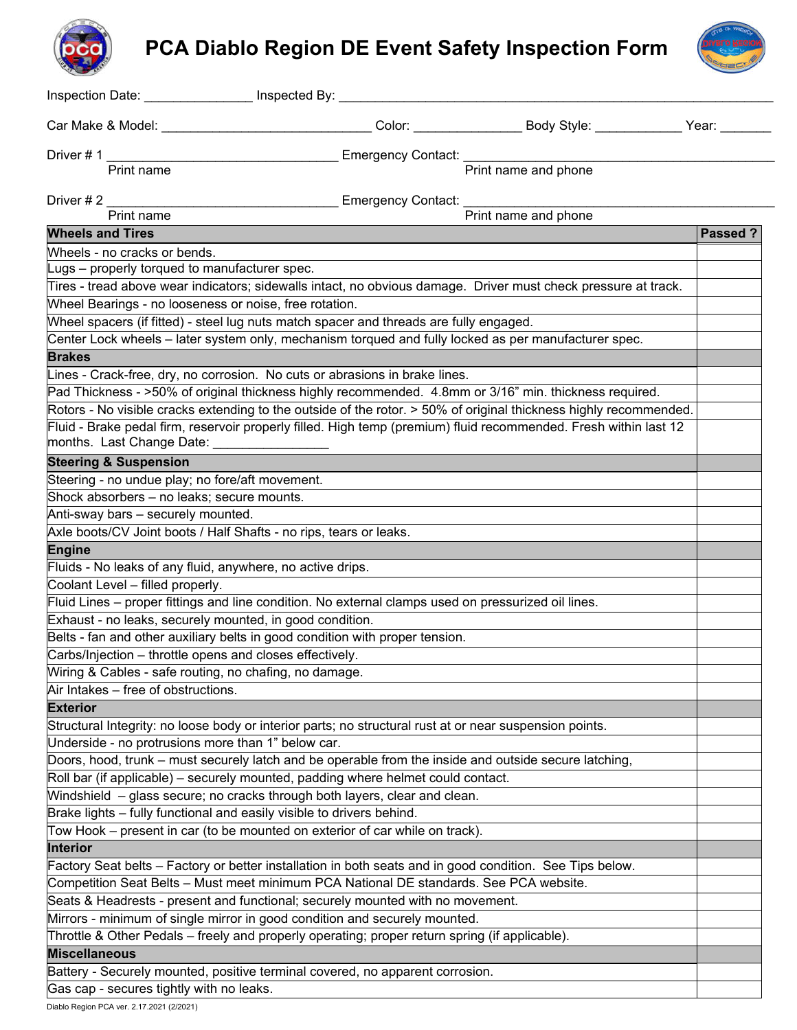# PCA Diablo Region DE Event Safety Inspection Form

Inspection Date: _______________ Inspected By: ______________________________________________________________

Car Make & Model: _____________________________ Color: _______________ Body Style: ____________ Year: _______

Driver # 1 _________________________________ Emergency Contact: ___________________________________________
Print name | Print name and phone

Driver # 2 _________________________________ Emergency Contact: ___________________________________________
Print name | Print name and phone

| **Wheels and Tires** | **Passed ?** |
|---|---|
| Wheels - no cracks or bends. | |
| Lugs – properly torqued to manufacturer spec. | |
| Tires - tread above wear indicators; sidewalls intact, no obvious damage. Driver must check pressure at track. | |
| Wheel Bearings - no looseness or noise, free rotation. | |
| Wheel spacers (if fitted) - steel lug nuts match spacer and threads are fully engaged. | |
| Center Lock wheels – later system only, mechanism torqued and fully locked as per manufacturer spec. | |
| **Brakes** | |
| Lines - Crack-free, dry, no corrosion. No cuts or abrasions in brake lines. | |
| Pad Thickness - >50% of original thickness highly recommended. 4.8mm or 3/16" min. thickness required. | |
| Rotors - No visible cracks extending to the outside of the rotor. > 50% of original thickness highly recommended. | |
| Fluid - Brake pedal firm, reservoir properly filled. High temp (premium) fluid recommended. Fresh within last 12 months. Last Change Date: _______________ | |
| **Steering & Suspension** | |
| Steering - no undue play; no fore/aft movement. | |
| Shock absorbers – no leaks; secure mounts. | |
| Anti-sway bars – securely mounted. | |
| Axle boots/CV Joint boots / Half Shafts - no rips, tears or leaks. | |
| **Engine** | |
| Fluids - No leaks of any fluid, anywhere, no active drips. | |
| Coolant Level – filled properly. | |
| Fluid Lines – proper fittings and line condition. No external clamps used on pressurized oil lines. | |
| Exhaust - no leaks, securely mounted, in good condition. | |
| Belts - fan and other auxiliary belts in good condition with proper tension. | |
| Carbs/Injection – throttle opens and closes effectively. | |
| Wiring & Cables - safe routing, no chafing, no damage. | |
| Air Intakes – free of obstructions. | |
| **Exterior** | |
| Structural Integrity: no loose body or interior parts; no structural rust at or near suspension points. | |
| Underside - no protrusions more than 1" below car. | |
| Doors, hood, trunk – must securely latch and be operable from the inside and outside secure latching, | |
| Roll bar (if applicable) – securely mounted, padding where helmet could contact. | |
| Windshield – glass secure; no cracks through both layers, clear and clean. | |
| Brake lights – fully functional and easily visible to drivers behind. | |
| Tow Hook – present in car (to be mounted on exterior of car while on track). | |
| **Interior** | |
| Factory Seat belts – Factory or better installation in both seats and in good condition. See Tips below. | |
| Competition Seat Belts – Must meet minimum PCA National DE standards. See PCA website. | |
| Seats & Headrests - present and functional; securely mounted with no movement. | |
| Mirrors - minimum of single mirror in good condition and securely mounted. | |
| Throttle & Other Pedals – freely and properly operating; proper return spring (if applicable). | |
| **Miscellaneous** | |
| Battery - Securely mounted, positive terminal covered, no apparent corrosion. | |
| Gas cap - secures tightly with no leaks. | |

Diablo Region PCA ver. 2.17.2021 (2/2021)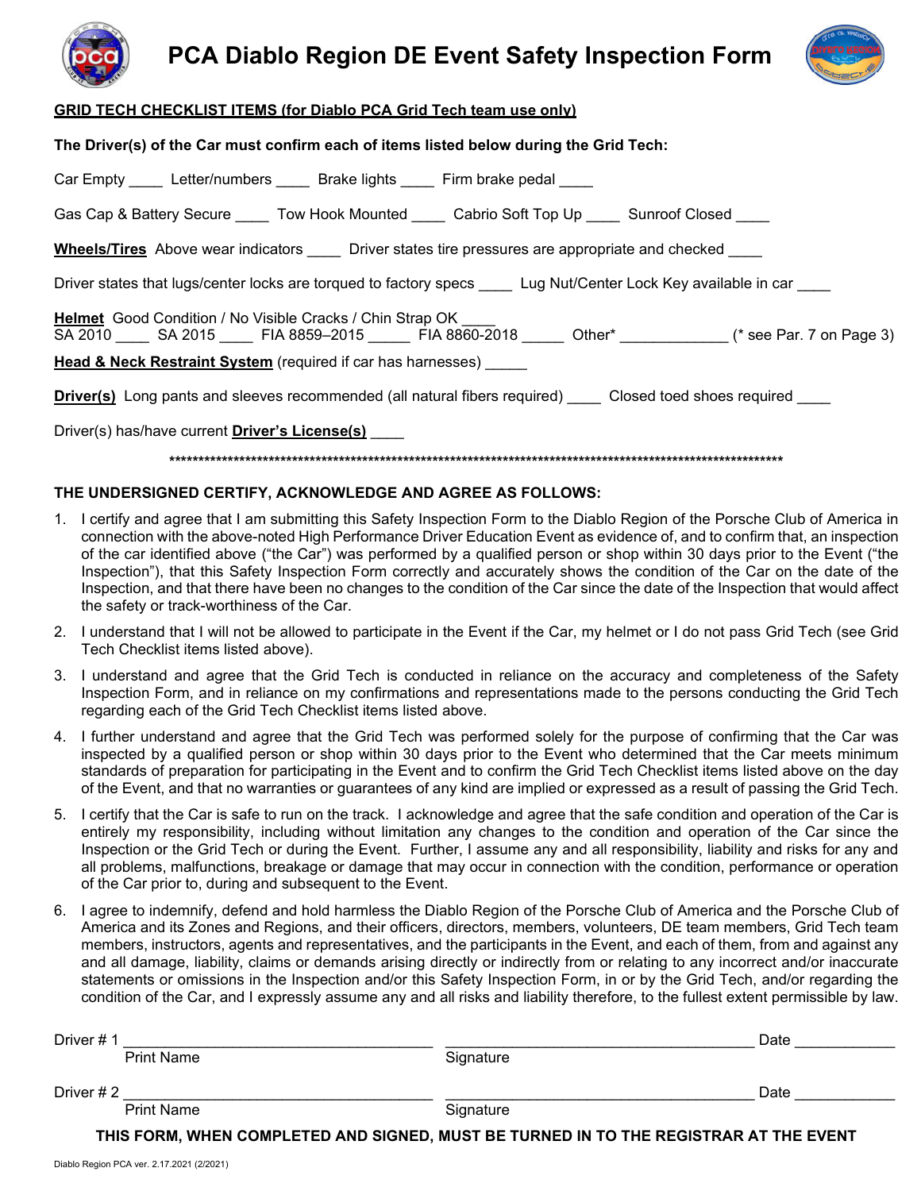# PCA Diablo Region DE Event Safety Inspection Form

**GRID TECH CHECKLIST ITEMS (for Diablo PCA Grid Tech team use only)**

**The Driver(s) of the Car must confirm each of items listed below during the Grid Tech:**

Car Empty ____ Letter/numbers ____ Brake lights ____ Firm brake pedal ____

Gas Cap & Battery Secure ____ Tow Hook Mounted ____ Cabrio Soft Top Up ____ Sunroof Closed ____

**Wheels/Tires** Above wear indicators ____ Driver states tire pressures are appropriate and checked ____

Driver states that lugs/center locks are torqued to factory specs ____ Lug Nut/Center Lock Key available in car ____

**Helmet** Good Condition / No Visible Cracks / Chin Strap OK ____
SA 2010 ____ SA 2015 ____ FIA 8859–2015 _____ FIA 8860-2018 _____ Other* _____________ (* see Par. 7 on Page 3)

**Head & Neck Restraint System** (required if car has harnesses) _____

**Driver(s)** Long pants and sleeves recommended (all natural fibers required) ____ Closed toed shoes required ____

Driver(s) has/have current **Driver's License(s)** ____

**************************************************************************************************************

**THE UNDERSIGNED CERTIFY, ACKNOWLEDGE AND AGREE AS FOLLOWS:**

1. I certify and agree that I am submitting this Safety Inspection Form to the Diablo Region of the Porsche Club of America in connection with the above-noted High Performance Driver Education Event as evidence of, and to confirm that, an inspection of the car identified above ("the Car") was performed by a qualified person or shop within 30 days prior to the Event ("the Inspection"), that this Safety Inspection Form correctly and accurately shows the condition of the Car on the date of the Inspection, and that there have been no changes to the condition of the Car since the date of the Inspection that would affect the safety or track-worthiness of the Car.
2. I understand that I will not be allowed to participate in the Event if the Car, my helmet or I do not pass Grid Tech (see Grid Tech Checklist items listed above).
3. I understand and agree that the Grid Tech is conducted in reliance on the accuracy and completeness of the Safety Inspection Form, and in reliance on my confirmations and representations made to the persons conducting the Grid Tech regarding each of the Grid Tech Checklist items listed above.
4. I further understand and agree that the Grid Tech was performed solely for the purpose of confirming that the Car was inspected by a qualified person or shop within 30 days prior to the Event who determined that the Car meets minimum standards of preparation for participating in the Event and to confirm the Grid Tech Checklist items listed above on the day of the Event, and that no warranties or guarantees of any kind are implied or expressed as a result of passing the Grid Tech.
5. I certify that the Car is safe to run on the track. I acknowledge and agree that the safe condition and operation of the Car is entirely my responsibility, including without limitation any changes to the condition and operation of the Car since the Inspection or the Grid Tech or during the Event. Further, I assume any and all responsibility, liability and risks for any and all problems, malfunctions, breakage or damage that may occur in connection with the condition, performance or operation of the Car prior to, during and subsequent to the Event.
6. I agree to indemnify, defend and hold harmless the Diablo Region of the Porsche Club of America and the Porsche Club of America and its Zones and Regions, and their officers, directors, members, volunteers, DE team members, Grid Tech team members, instructors, agents and representatives, and the participants in the Event, and each of them, from and against any and all damage, liability, claims or demands arising directly or indirectly from or relating to any incorrect and/or inaccurate statements or omissions in the Inspection and/or this Safety Inspection Form, in or by the Grid Tech, and/or regarding the condition of the Car, and I expressly assume any and all risks and liability therefore, to the fullest extent permissible by law.

Driver # 1 ______________________________ ______________________________ Date ____________
Print Name Signature

Driver # 2 ______________________________ ______________________________ Date ____________
Print Name Signature

**THIS FORM, WHEN COMPLETED AND SIGNED, MUST BE TURNED IN TO THE REGISTRAR AT THE EVENT**

Diablo Region PCA ver. 2.17.2021 (2/2021)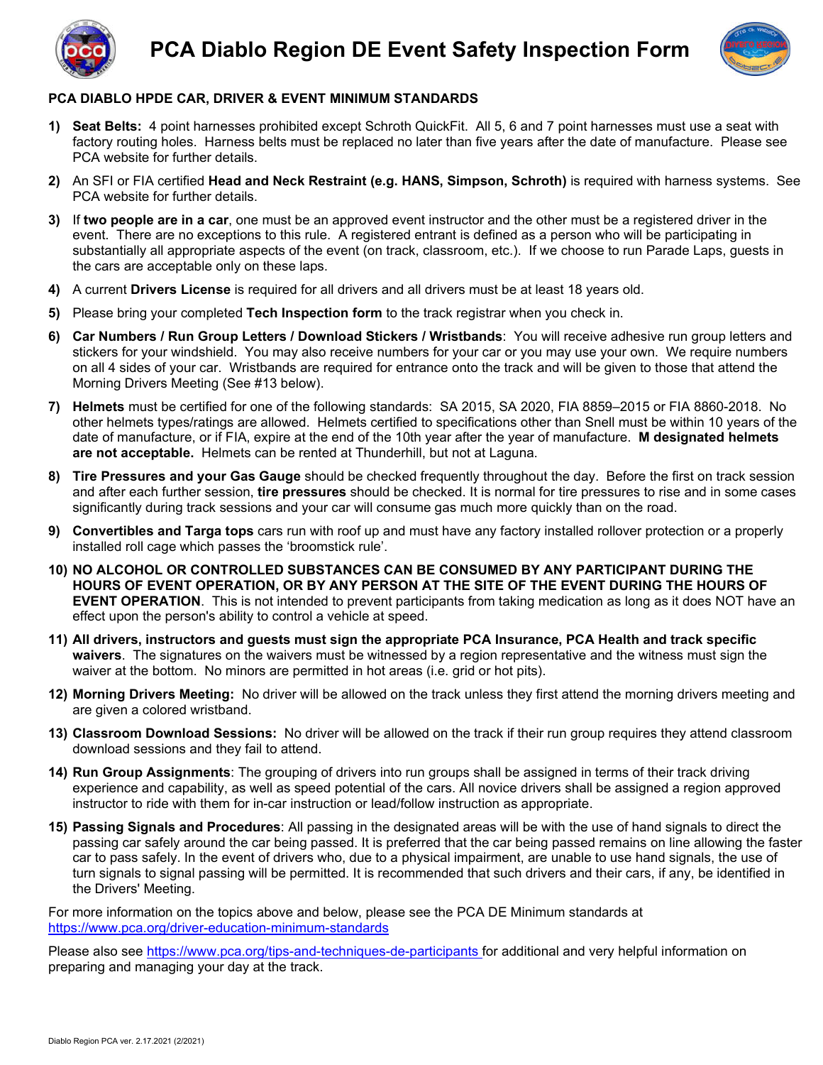# PCA Diablo Region DE Event Safety Inspection Form

**PCA DIABLO HPDE CAR, DRIVER & EVENT MINIMUM STANDARDS**

1) **Seat Belts:** 4 point harnesses prohibited except Schroth QuickFit. All 5, 6 and 7 point harnesses must use a seat with factory routing holes. Harness belts must be replaced no later than five years after the date of manufacture. Please see PCA website for further details.

2) An SFI or FIA certified **Head and Neck Restraint (e.g. HANS, Simpson, Schroth)** is required with harness systems. See PCA website for further details.

3) If **two people are in a car**, one must be an approved event instructor and the other must be a registered driver in the event. There are no exceptions to this rule. A registered entrant is defined as a person who will be participating in substantially all appropriate aspects of the event (on track, classroom, etc.). If we choose to run Parade Laps, guests in the cars are acceptable only on these laps.

4) A current **Drivers License** is required for all drivers and all drivers must be at least 18 years old.

5) Please bring your completed **Tech Inspection form** to the track registrar when you check in.

6) **Car Numbers / Run Group Letters / Download Stickers / Wristbands**: You will receive adhesive run group letters and stickers for your windshield. You may also receive numbers for your car or you may use your own. We require numbers on all 4 sides of your car. Wristbands are required for entrance onto the track and will be given to those that attend the Morning Drivers Meeting (See #13 below).

7) **Helmets** must be certified for one of the following standards: SA 2015, SA 2020, FIA 8859–2015 or FIA 8860-2018. No other helmets types/ratings are allowed. Helmets certified to specifications other than Snell must be within 10 years of the date of manufacture, or if FIA, expire at the end of the 10th year after the year of manufacture. **M designated helmets are not acceptable.** Helmets can be rented at Thunderhill, but not at Laguna.

8) **Tire Pressures and your Gas Gauge** should be checked frequently throughout the day. Before the first on track session and after each further session, **tire pressures** should be checked. It is normal for tire pressures to rise and in some cases significantly during track sessions and your car will consume gas much more quickly than on the road.

9) **Convertibles and Targa tops** cars run with roof up and must have any factory installed rollover protection or a properly installed roll cage which passes the 'broomstick rule'.

10) **NO ALCOHOL OR CONTROLLED SUBSTANCES CAN BE CONSUMED BY ANY PARTICIPANT DURING THE HOURS OF EVENT OPERATION, OR BY ANY PERSON AT THE SITE OF THE EVENT DURING THE HOURS OF EVENT OPERATION**. This is not intended to prevent participants from taking medication as long as it does NOT have an effect upon the person's ability to control a vehicle at speed.

11) **All drivers, instructors and guests must sign the appropriate PCA Insurance, PCA Health and track specific waivers**. The signatures on the waivers must be witnessed by a region representative and the witness must sign the waiver at the bottom. No minors are permitted in hot areas (i.e. grid or hot pits).

12) **Morning Drivers Meeting:** No driver will be allowed on the track unless they first attend the morning drivers meeting and are given a colored wristband.

13) **Classroom Download Sessions:** No driver will be allowed on the track if their run group requires they attend classroom download sessions and they fail to attend.

14) **Run Group Assignments**: The grouping of drivers into run groups shall be assigned in terms of their track driving experience and capability, as well as speed potential of the cars. All novice drivers shall be assigned a region approved instructor to ride with them for in-car instruction or lead/follow instruction as appropriate.

15) **Passing Signals and Procedures**: All passing in the designated areas will be with the use of hand signals to direct the passing car safely around the car being passed. It is preferred that the car being passed remains on line allowing the faster car to pass safely. In the event of drivers who, due to a physical impairment, are unable to use hand signals, the use of turn signals to signal passing will be permitted. It is recommended that such drivers and their cars, if any, be identified in the Drivers' Meeting.

For more information on the topics above and below, please see the PCA DE Minimum standards at https://www.pca.org/driver-education-minimum-standards

Please also see https://www.pca.org/tips-and-techniques-de-participants for additional and very helpful information on preparing and managing your day at the track.

Diablo Region PCA ver. 2.17.2021 (2/2021)